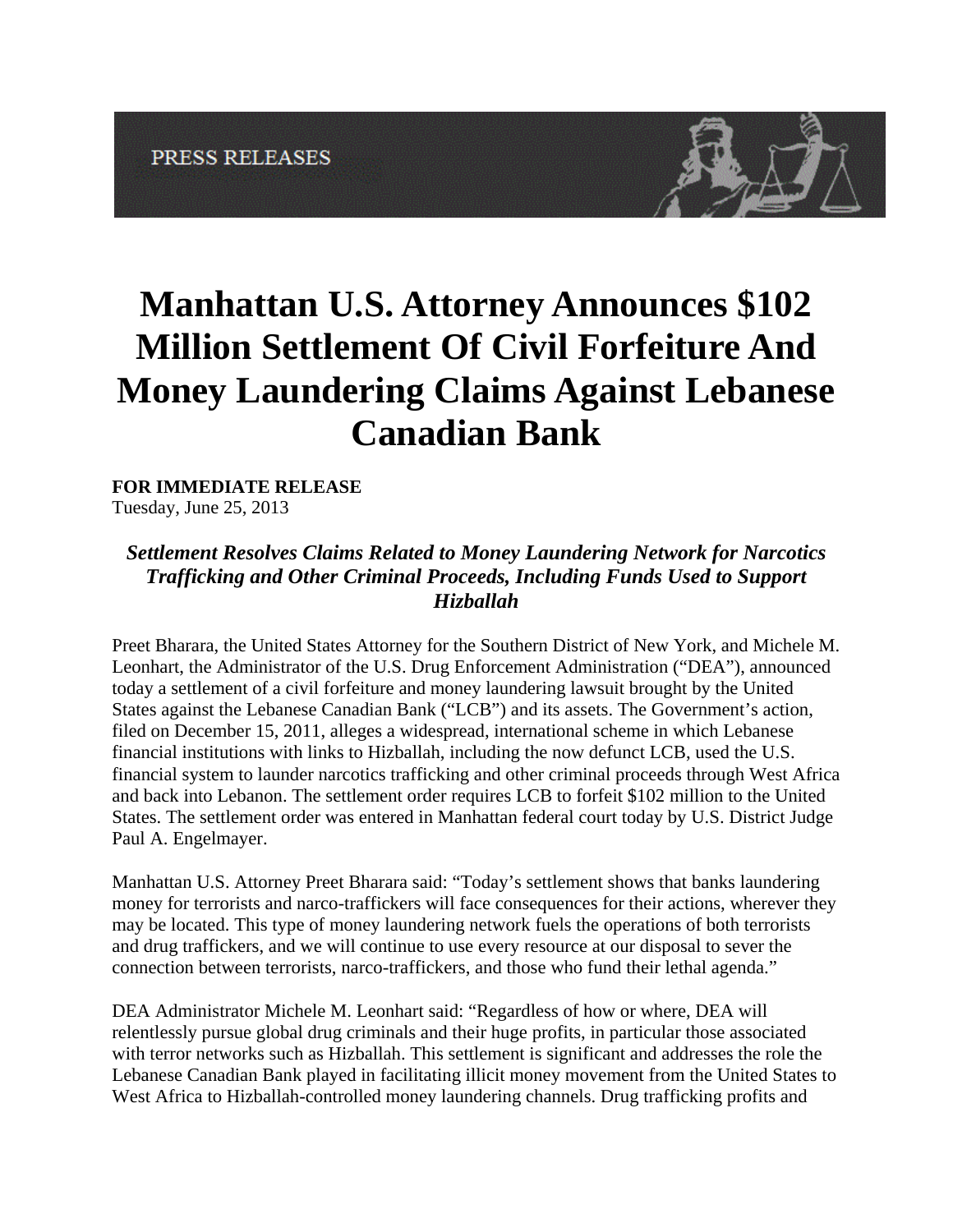PRESS RELEASES

# Manhattan U.S. Attorney Announces $102 Million Settlement Of Civil Forfeiture And Money Laundering Claims Against Lebanese Canadian Bank

**FOR IMMEDIATE RELEASE**
Tuesday, June 25, 2013

### *Settlement Resolves Claims Related to Money Laundering Network for Narcotics Trafficking and Other Criminal Proceeds, Including Funds Used to Support Hizballah*

Preet Bharara, the United States Attorney for the Southern District of New York, and Michele M. Leonhart, the Administrator of the U.S. Drug Enforcement Administration ("DEA"), announced today a settlement of a civil forfeiture and money laundering lawsuit brought by the United States against the Lebanese Canadian Bank ("LCB") and its assets. The Government's action, filed on December 15, 2011, alleges a widespread, international scheme in which Lebanese financial institutions with links to Hizballah, including the now defunct LCB, used the U.S. financial system to launder narcotics trafficking and other criminal proceeds through West Africa and back into Lebanon. The settlement order requires LCB to forfeit $102 million to the United States. The settlement order was entered in Manhattan federal court today by U.S. District Judge Paul A. Engelmayer.

Manhattan U.S. Attorney Preet Bharara said: "Today's settlement shows that banks laundering money for terrorists and narco-traffickers will face consequences for their actions, wherever they may be located. This type of money laundering network fuels the operations of both terrorists and drug traffickers, and we will continue to use every resource at our disposal to sever the connection between terrorists, narco-traffickers, and those who fund their lethal agenda."

DEA Administrator Michele M. Leonhart said: "Regardless of how or where, DEA will relentlessly pursue global drug criminals and their huge profits, in particular those associated with terror networks such as Hizballah. This settlement is significant and addresses the role the Lebanese Canadian Bank played in facilitating illicit money movement from the United States to West Africa to Hizballah-controlled money laundering channels. Drug trafficking profits and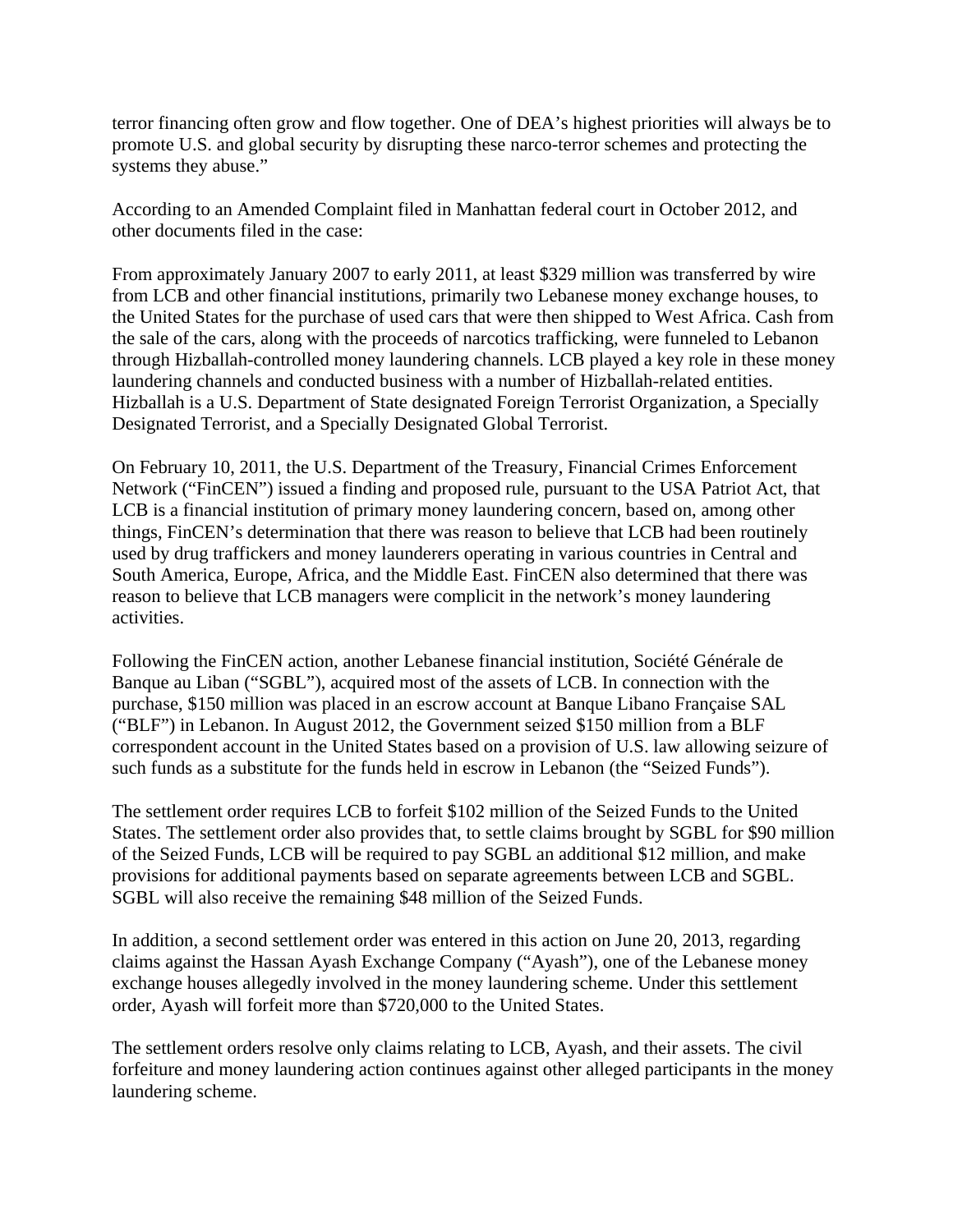terror financing often grow and flow together. One of DEA's highest priorities will always be to promote U.S. and global security by disrupting these narco-terror schemes and protecting the systems they abuse."

According to an Amended Complaint filed in Manhattan federal court in October 2012, and other documents filed in the case:

From approximately January 2007 to early 2011, at least $329 million was transferred by wire from LCB and other financial institutions, primarily two Lebanese money exchange houses, to the United States for the purchase of used cars that were then shipped to West Africa. Cash from the sale of the cars, along with the proceeds of narcotics trafficking, were funneled to Lebanon through Hizballah-controlled money laundering channels. LCB played a key role in these money laundering channels and conducted business with a number of Hizballah-related entities. Hizballah is a U.S. Department of State designated Foreign Terrorist Organization, a Specially Designated Terrorist, and a Specially Designated Global Terrorist.

On February 10, 2011, the U.S. Department of the Treasury, Financial Crimes Enforcement Network ("FinCEN") issued a finding and proposed rule, pursuant to the USA Patriot Act, that LCB is a financial institution of primary money laundering concern, based on, among other things, FinCEN's determination that there was reason to believe that LCB had been routinely used by drug traffickers and money launderers operating in various countries in Central and South America, Europe, Africa, and the Middle East. FinCEN also determined that there was reason to believe that LCB managers were complicit in the network's money laundering activities.

Following the FinCEN action, another Lebanese financial institution, Société Générale de Banque au Liban ("SGBL"), acquired most of the assets of LCB. In connection with the purchase, $150 million was placed in an escrow account at Banque Libano Française SAL ("BLF") in Lebanon. In August 2012, the Government seized $150 million from a BLF correspondent account in the United States based on a provision of U.S. law allowing seizure of such funds as a substitute for the funds held in escrow in Lebanon (the "Seized Funds").

The settlement order requires LCB to forfeit $102 million of the Seized Funds to the United States. The settlement order also provides that, to settle claims brought by SGBL for $90 million of the Seized Funds, LCB will be required to pay SGBL an additional $12 million, and make provisions for additional payments based on separate agreements between LCB and SGBL. SGBL will also receive the remaining $48 million of the Seized Funds.

In addition, a second settlement order was entered in this action on June 20, 2013, regarding claims against the Hassan Ayash Exchange Company ("Ayash"), one of the Lebanese money exchange houses allegedly involved in the money laundering scheme. Under this settlement order, Ayash will forfeit more than $720,000 to the United States.

The settlement orders resolve only claims relating to LCB, Ayash, and their assets. The civil forfeiture and money laundering action continues against other alleged participants in the money laundering scheme.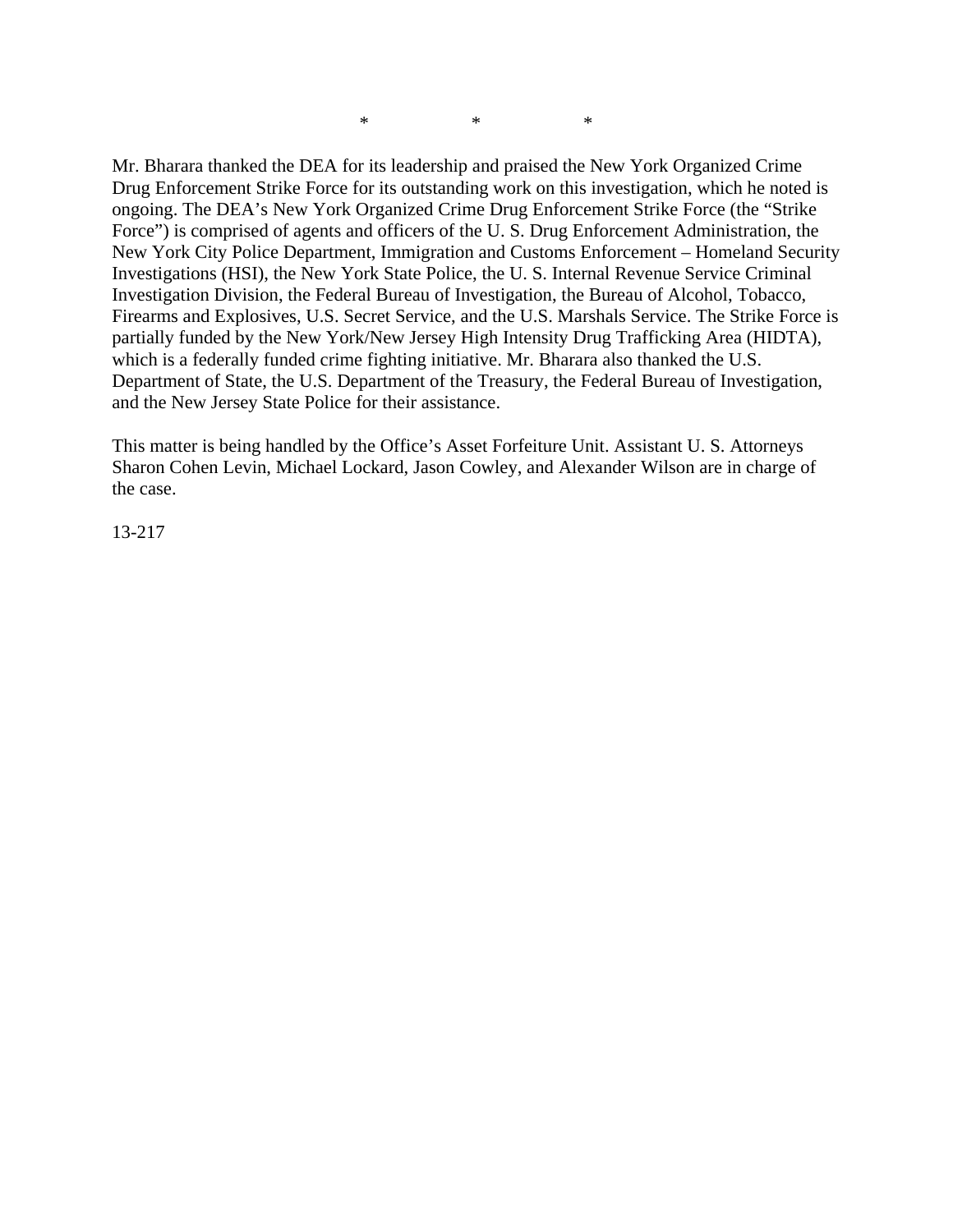\*                    \*                    \*

Mr. Bharara thanked the DEA for its leadership and praised the New York Organized Crime Drug Enforcement Strike Force for its outstanding work on this investigation, which he noted is ongoing. The DEA's New York Organized Crime Drug Enforcement Strike Force (the "Strike Force") is comprised of agents and officers of the U. S. Drug Enforcement Administration, the New York City Police Department, Immigration and Customs Enforcement – Homeland Security Investigations (HSI), the New York State Police, the U. S. Internal Revenue Service Criminal Investigation Division, the Federal Bureau of Investigation, the Bureau of Alcohol, Tobacco, Firearms and Explosives, U.S. Secret Service, and the U.S. Marshals Service. The Strike Force is partially funded by the New York/New Jersey High Intensity Drug Trafficking Area (HIDTA), which is a federally funded crime fighting initiative. Mr. Bharara also thanked the U.S. Department of State, the U.S. Department of the Treasury, the Federal Bureau of Investigation, and the New Jersey State Police for their assistance.

This matter is being handled by the Office's Asset Forfeiture Unit. Assistant U. S. Attorneys Sharon Cohen Levin, Michael Lockard, Jason Cowley, and Alexander Wilson are in charge of the case.

13-217